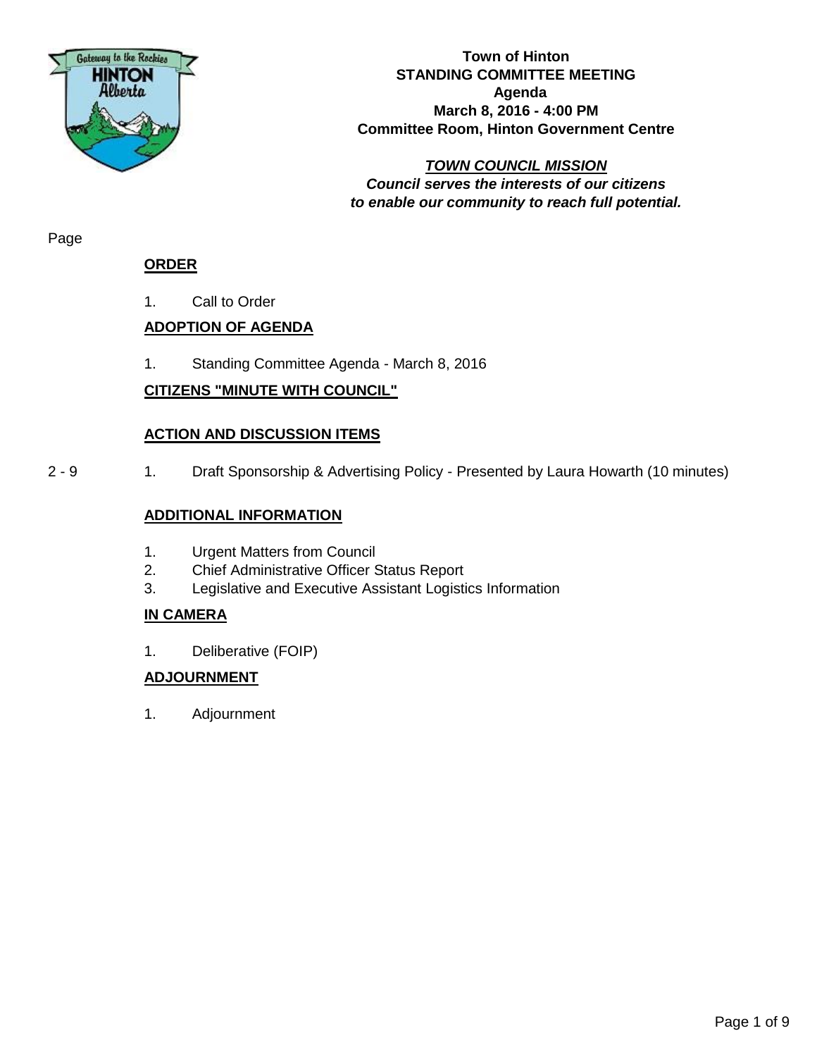**Town of Hinton**
**STANDING COMMITTEE MEETING**
**Agenda**
**March 8, 2016 - 4:00 PM**
**Committee Room, Hinton Government Centre**

***TOWN COUNCIL MISSION***
***Council serves the interests of our citizens to enable our community to reach full potential.***

Page

**ORDER**

1. Call to Order

**ADOPTION OF AGENDA**

1. Standing Committee Agenda - March 8, 2016

**CITIZENS "MINUTE WITH COUNCIL"**

**ACTION AND DISCUSSION ITEMS**

2 - 9 &nbsp;&nbsp; 1. Draft Sponsorship & Advertising Policy - Presented by Laura Howarth (10 minutes)

**ADDITIONAL INFORMATION**

1. Urgent Matters from Council
2. Chief Administrative Officer Status Report
3. Legislative and Executive Assistant Logistics Information

**IN CAMERA**

1. Deliberative (FOIP)

**ADJOURNMENT**

1. Adjournment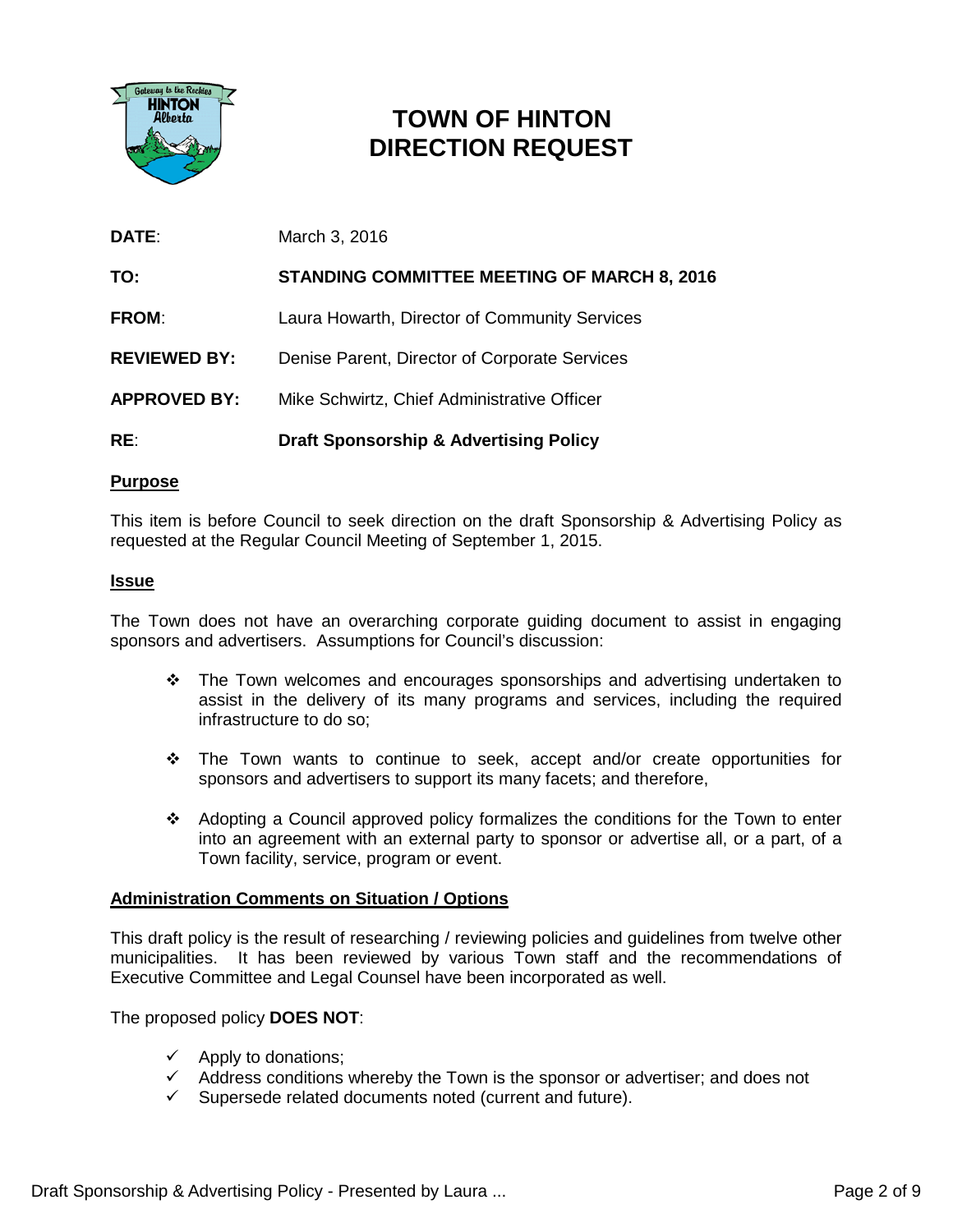# TOWN OF HINTON
# DIRECTION REQUEST

**DATE**: March 3, 2016

**TO:** **STANDING COMMITTEE MEETING OF MARCH 8, 2016**

**FROM**: Laura Howarth, Director of Community Services

**REVIEWED BY:** Denise Parent, Director of Corporate Services

**APPROVED BY:** Mike Schwirtz, Chief Administrative Officer

**RE**: **Draft Sponsorship & Advertising Policy**

## Purpose

This item is before Council to seek direction on the draft Sponsorship & Advertising Policy as requested at the Regular Council Meeting of September 1, 2015.

## Issue

The Town does not have an overarching corporate guiding document to assist in engaging sponsors and advertisers. Assumptions for Council's discussion:

- ❖ The Town welcomes and encourages sponsorships and advertising undertaken to assist in the delivery of its many programs and services, including the required infrastructure to do so;
- ❖ The Town wants to continue to seek, accept and/or create opportunities for sponsors and advertisers to support its many facets; and therefore,
- ❖ Adopting a Council approved policy formalizes the conditions for the Town to enter into an agreement with an external party to sponsor or advertise all, or a part, of a Town facility, service, program or event.

## Administration Comments on Situation / Options

This draft policy is the result of researching / reviewing policies and guidelines from twelve other municipalities. It has been reviewed by various Town staff and the recommendations of Executive Committee and Legal Counsel have been incorporated as well.

The proposed policy **DOES NOT**:

- ✓ Apply to donations;
- ✓ Address conditions whereby the Town is the sponsor or advertiser; and does not
- ✓ Supersede related documents noted (current and future).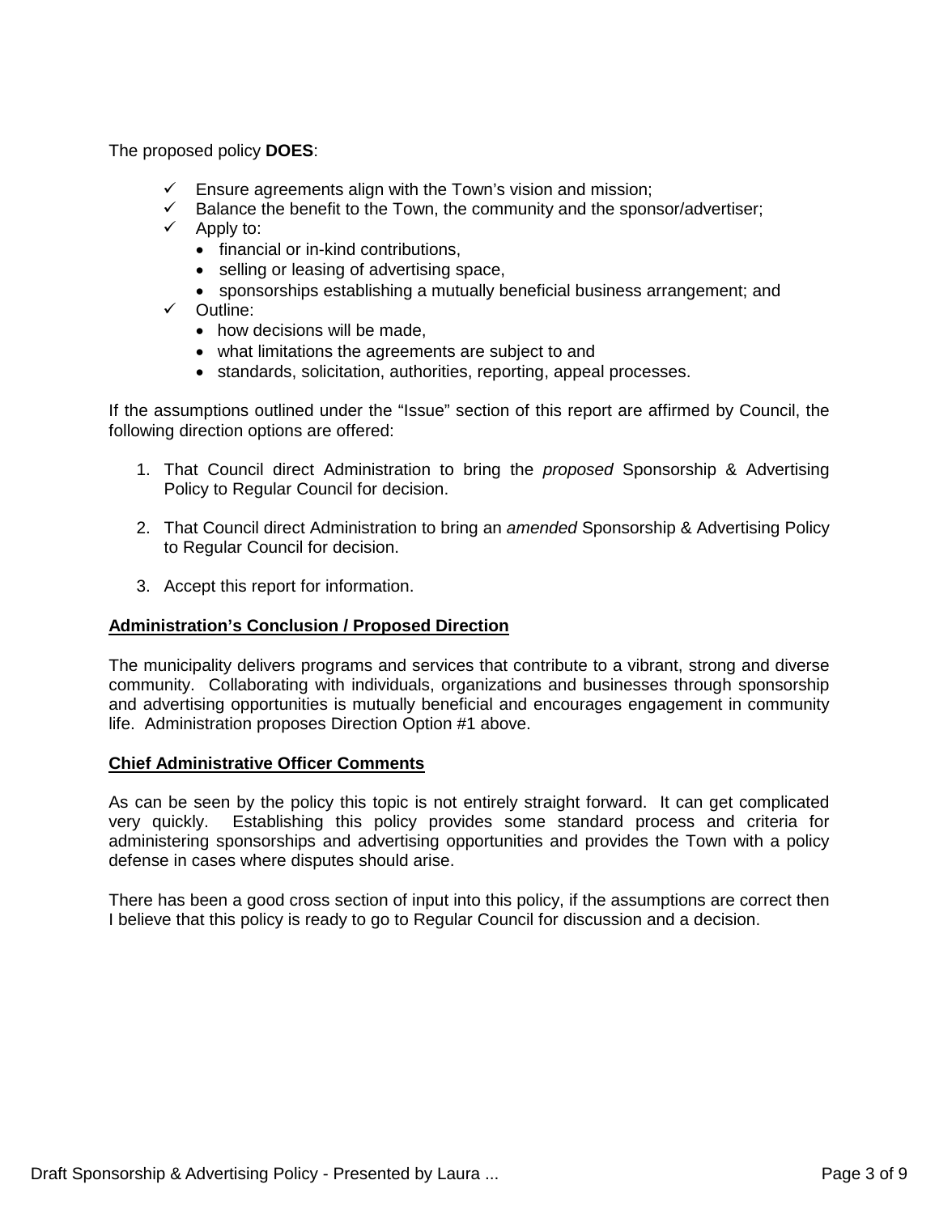The proposed policy **DOES**:

- ✓ Ensure agreements align with the Town's vision and mission;
- ✓ Balance the benefit to the Town, the community and the sponsor/advertiser;
- ✓ Apply to:
  - financial or in-kind contributions,
  - selling or leasing of advertising space,
  - sponsorships establishing a mutually beneficial business arrangement; and
- ✓ Outline:
  - how decisions will be made,
  - what limitations the agreements are subject to and
  - standards, solicitation, authorities, reporting, appeal processes.

If the assumptions outlined under the "Issue" section of this report are affirmed by Council, the following direction options are offered:

1. That Council direct Administration to bring the *proposed* Sponsorship & Advertising Policy to Regular Council for decision.

2. That Council direct Administration to bring an *amended* Sponsorship & Advertising Policy to Regular Council for decision.

3. Accept this report for information.

**Administration's Conclusion / Proposed Direction**

The municipality delivers programs and services that contribute to a vibrant, strong and diverse community. Collaborating with individuals, organizations and businesses through sponsorship and advertising opportunities is mutually beneficial and encourages engagement in community life. Administration proposes Direction Option #1 above.

**Chief Administrative Officer Comments**

As can be seen by the policy this topic is not entirely straight forward. It can get complicated very quickly. Establishing this policy provides some standard process and criteria for administering sponsorships and advertising opportunities and provides the Town with a policy defense in cases where disputes should arise.

There has been a good cross section of input into this policy, if the assumptions are correct then I believe that this policy is ready to go to Regular Council for discussion and a decision.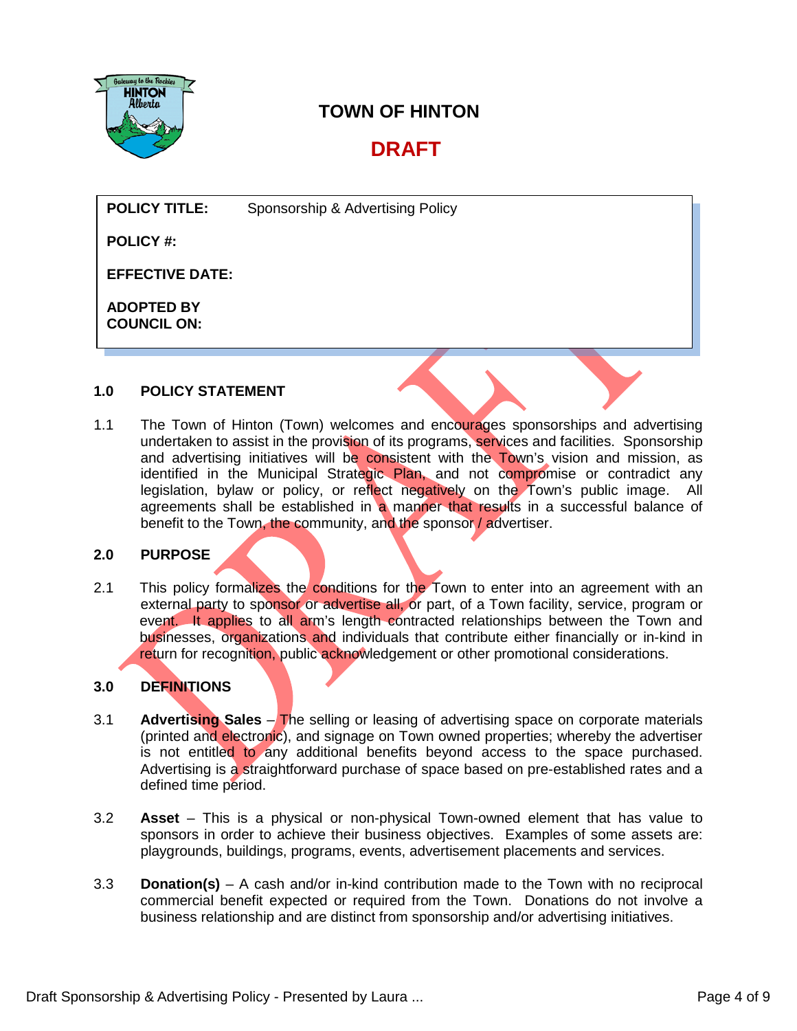# TOWN OF HINTON

## DRAFT

| | |
|---|---|
| **POLICY TITLE:** | Sponsorship & Advertising Policy |
| **POLICY #:** | |
| **EFFECTIVE DATE:** | |
| **ADOPTED BY COUNCIL ON:** | |

## 1.0 POLICY STATEMENT

1.1 The Town of Hinton (Town) welcomes and encourages sponsorships and advertising undertaken to assist in the provision of its programs, services and facilities. Sponsorship and advertising initiatives will be consistent with the Town's vision and mission, as identified in the Municipal Strategic Plan, and not compromise or contradict any legislation, bylaw or policy, or reflect negatively on the Town's public image. All agreements shall be established in a manner that results in a successful balance of benefit to the Town, the community, and the sponsor / advertiser.

## 2.0 PURPOSE

2.1 This policy formalizes the conditions for the Town to enter into an agreement with an external party to sponsor or advertise all, or part, of a Town facility, service, program or event. It applies to all arm's length contracted relationships between the Town and businesses, organizations and individuals that contribute either financially or in-kind in return for recognition, public acknowledgement or other promotional considerations.

## 3.0 DEFINITIONS

3.1 **Advertising Sales** – The selling or leasing of advertising space on corporate materials (printed and electronic), and signage on Town owned properties; whereby the advertiser is not entitled to any additional benefits beyond access to the space purchased. Advertising is a straightforward purchase of space based on pre-established rates and a defined time period.

3.2 **Asset** – This is a physical or non-physical Town-owned element that has value to sponsors in order to achieve their business objectives. Examples of some assets are: playgrounds, buildings, programs, events, advertisement placements and services.

3.3 **Donation(s)** – A cash and/or in-kind contribution made to the Town with no reciprocal commercial benefit expected or required from the Town. Donations do not involve a business relationship and are distinct from sponsorship and/or advertising initiatives.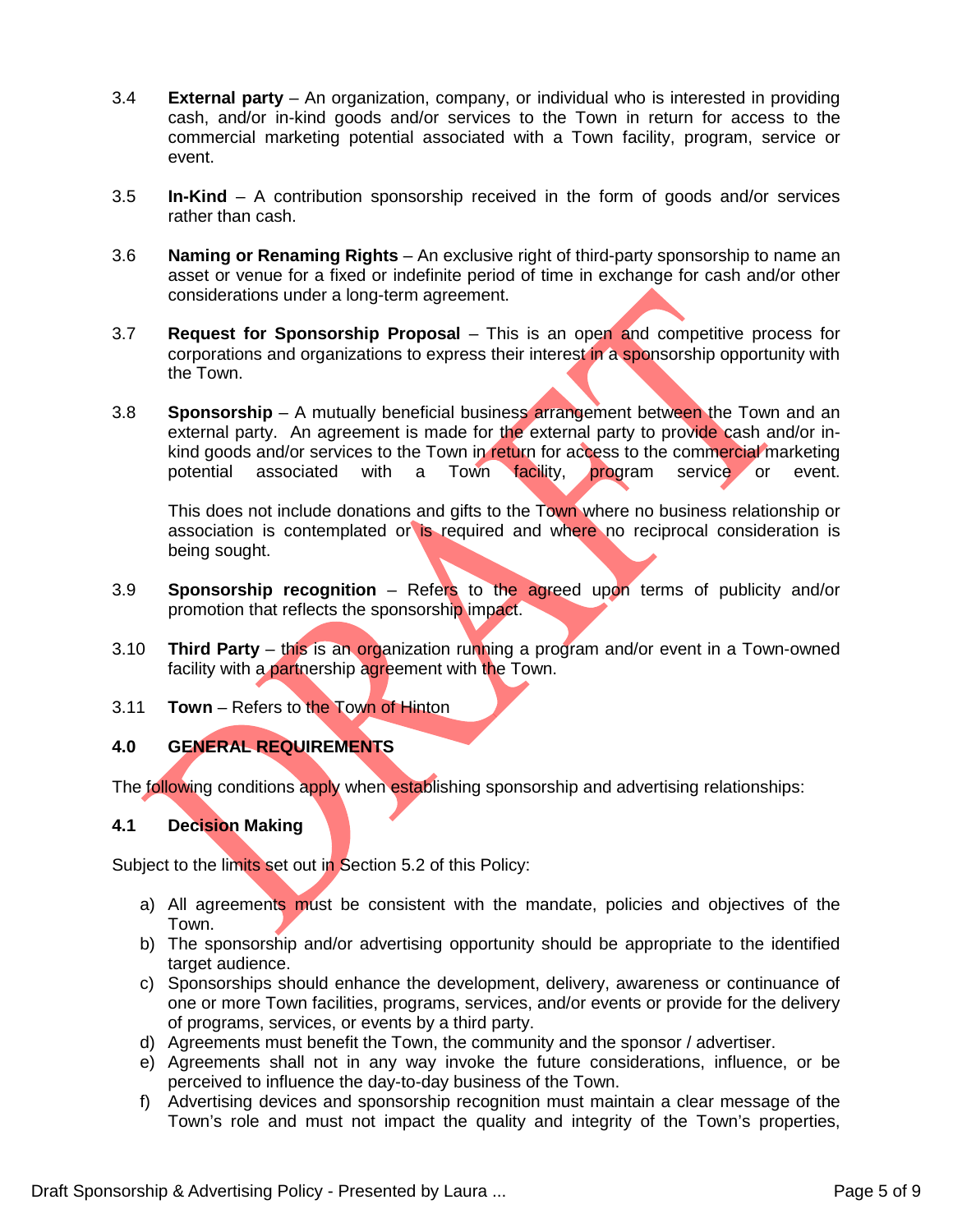3.4 **External party** – An organization, company, or individual who is interested in providing cash, and/or in-kind goods and/or services to the Town in return for access to the commercial marketing potential associated with a Town facility, program, service or event.

3.5 **In-Kind** – A contribution sponsorship received in the form of goods and/or services rather than cash.

3.6 **Naming or Renaming Rights** – An exclusive right of third-party sponsorship to name an asset or venue for a fixed or indefinite period of time in exchange for cash and/or other considerations under a long-term agreement.

3.7 **Request for Sponsorship Proposal** – This is an open and competitive process for corporations and organizations to express their interest in a sponsorship opportunity with the Town.

3.8 **Sponsorship** – A mutually beneficial business arrangement between the Town and an external party. An agreement is made for the external party to provide cash and/or in-kind goods and/or services to the Town in return for access to the commercial marketing potential associated with a Town facility, program service or event.

This does not include donations and gifts to the Town where no business relationship or association is contemplated or is required and where no reciprocal consideration is being sought.

3.9 **Sponsorship recognition** – Refers to the agreed upon terms of publicity and/or promotion that reflects the sponsorship impact.

3.10 **Third Party** – this is an organization running a program and/or event in a Town-owned facility with a partnership agreement with the Town.

3.11 **Town** – Refers to the Town of Hinton

## 4.0 GENERAL REQUIREMENTS

The following conditions apply when establishing sponsorship and advertising relationships:

### 4.1 Decision Making

Subject to the limits set out in Section 5.2 of this Policy:

a) All agreements must be consistent with the mandate, policies and objectives of the Town.
b) The sponsorship and/or advertising opportunity should be appropriate to the identified target audience.
c) Sponsorships should enhance the development, delivery, awareness or continuance of one or more Town facilities, programs, services, and/or events or provide for the delivery of programs, services, or events by a third party.
d) Agreements must benefit the Town, the community and the sponsor / advertiser.
e) Agreements shall not in any way invoke the future considerations, influence, or be perceived to influence the day-to-day business of the Town.
f) Advertising devices and sponsorship recognition must maintain a clear message of the Town's role and must not impact the quality and integrity of the Town's properties,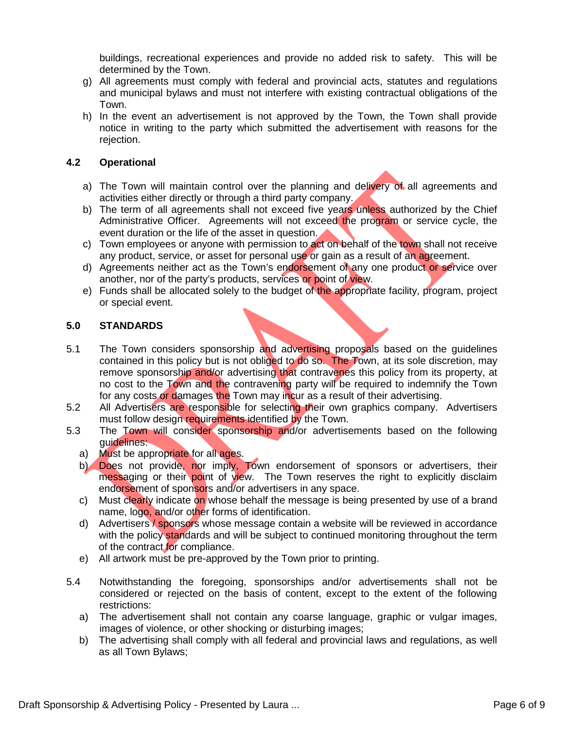buildings, recreational experiences and provide no added risk to safety. This will be determined by the Town.

g) All agreements must comply with federal and provincial acts, statutes and regulations and municipal bylaws and must not interfere with existing contractual obligations of the Town.

h) In the event an advertisement is not approved by the Town, the Town shall provide notice in writing to the party which submitted the advertisement with reasons for the rejection.

### 4.2 Operational

a) The Town will maintain control over the planning and delivery of all agreements and activities either directly or through a third party company.

b) The term of all agreements shall not exceed five years unless authorized by the Chief Administrative Officer. Agreements will not exceed the program or service cycle, the event duration or the life of the asset in question.

c) Town employees or anyone with permission to act on behalf of the town shall not receive any product, service, or asset for personal use or gain as a result of an agreement.

d) Agreements neither act as the Town's endorsement of any one product or service over another, nor of the party's products, services or point of view.

e) Funds shall be allocated solely to the budget of the appropriate facility, program, project or special event.

## 5.0 STANDARDS

5.1 The Town considers sponsorship and advertising proposals based on the guidelines contained in this policy but is not obliged to do so. The Town, at its sole discretion, may remove sponsorship and/or advertising that contravenes this policy from its property, at no cost to the Town and the contravening party will be required to indemnify the Town for any costs or damages the Town may incur as a result of their advertising.

5.2 All Advertisers are responsible for selecting their own graphics company. Advertisers must follow design requirements identified by the Town.

5.3 The Town will consider sponsorship and/or advertisements based on the following guidelines:

a) Must be appropriate for all ages.

b) Does not provide, nor imply, Town endorsement of sponsors or advertisers, their messaging or their point of view. The Town reserves the right to explicitly disclaim endorsement of sponsors and/or advertisers in any space.

c) Must clearly indicate on whose behalf the message is being presented by use of a brand name, logo, and/or other forms of identification.

d) Advertisers / sponsors whose message contain a website will be reviewed in accordance with the policy standards and will be subject to continued monitoring throughout the term of the contract for compliance.

e) All artwork must be pre-approved by the Town prior to printing.

5.4 Notwithstanding the foregoing, sponsorships and/or advertisements shall not be considered or rejected on the basis of content, except to the extent of the following restrictions:

a) The advertisement shall not contain any coarse language, graphic or vulgar images, images of violence, or other shocking or disturbing images;

b) The advertising shall comply with all federal and provincial laws and regulations, as well as all Town Bylaws;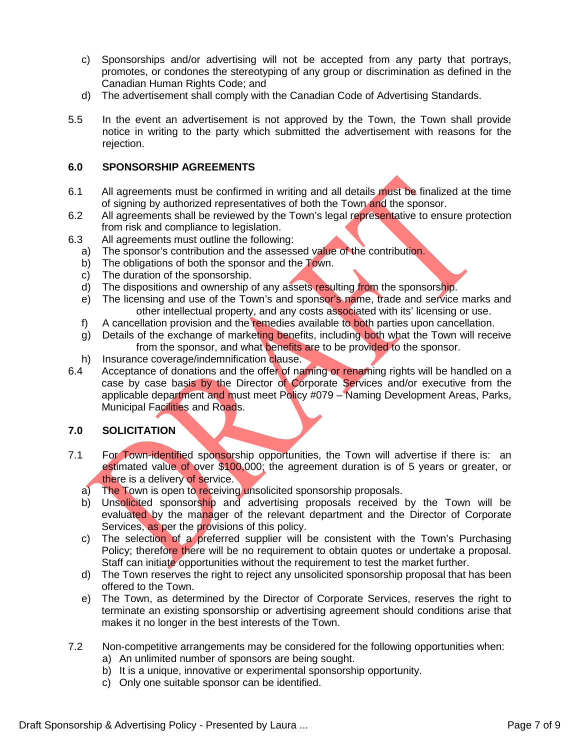c) Sponsorships and/or advertising will not be accepted from any party that portrays, promotes, or condones the stereotyping of any group or discrimination as defined in the Canadian Human Rights Code; and
d) The advertisement shall comply with the Canadian Code of Advertising Standards.

5.5 In the event an advertisement is not approved by the Town, the Town shall provide notice in writing to the party which submitted the advertisement with reasons for the rejection.

### 6.0 SPONSORSHIP AGREEMENTS

6.1 All agreements must be confirmed in writing and all details must be finalized at the time of signing by authorized representatives of both the Town and the sponsor.

6.2 All agreements shall be reviewed by the Town's legal representative to ensure protection from risk and compliance to legislation.

6.3 All agreements must outline the following:

a) The sponsor's contribution and the assessed value of the contribution.
b) The obligations of both the sponsor and the Town.
c) The duration of the sponsorship.
d) The dispositions and ownership of any assets resulting from the sponsorship.
e) The licensing and use of the Town's and sponsor's name, trade and service marks and other intellectual property, and any costs associated with its' licensing or use.
f) A cancellation provision and the remedies available to both parties upon cancellation.
g) Details of the exchange of marketing benefits, including both what the Town will receive from the sponsor, and what benefits are to be provided to the sponsor.
h) Insurance coverage/indemnification clause.

6.4 Acceptance of donations and the offer of naming or renaming rights will be handled on a case by case basis by the Director of Corporate Services and/or executive from the applicable department and must meet Policy #079 – Naming Development Areas, Parks, Municipal Facilities and Roads.

### 7.0 SOLICITATION

7.1 For Town-identified sponsorship opportunities, the Town will advertise if there is: an estimated value of over $100,000; the agreement duration is of 5 years or greater, or there is a delivery of service.

a) The Town is open to receiving unsolicited sponsorship proposals.
b) Unsolicited sponsorship and advertising proposals received by the Town will be evaluated by the manager of the relevant department and the Director of Corporate Services, as per the provisions of this policy.
c) The selection of a preferred supplier will be consistent with the Town's Purchasing Policy; therefore there will be no requirement to obtain quotes or undertake a proposal. Staff can initiate opportunities without the requirement to test the market further.
d) The Town reserves the right to reject any unsolicited sponsorship proposal that has been offered to the Town.
e) The Town, as determined by the Director of Corporate Services, reserves the right to terminate an existing sponsorship or advertising agreement should conditions arise that makes it no longer in the best interests of the Town.

7.2 Non-competitive arrangements may be considered for the following opportunities when:

a) An unlimited number of sponsors are being sought.
b) It is a unique, innovative or experimental sponsorship opportunity.
c) Only one suitable sponsor can be identified.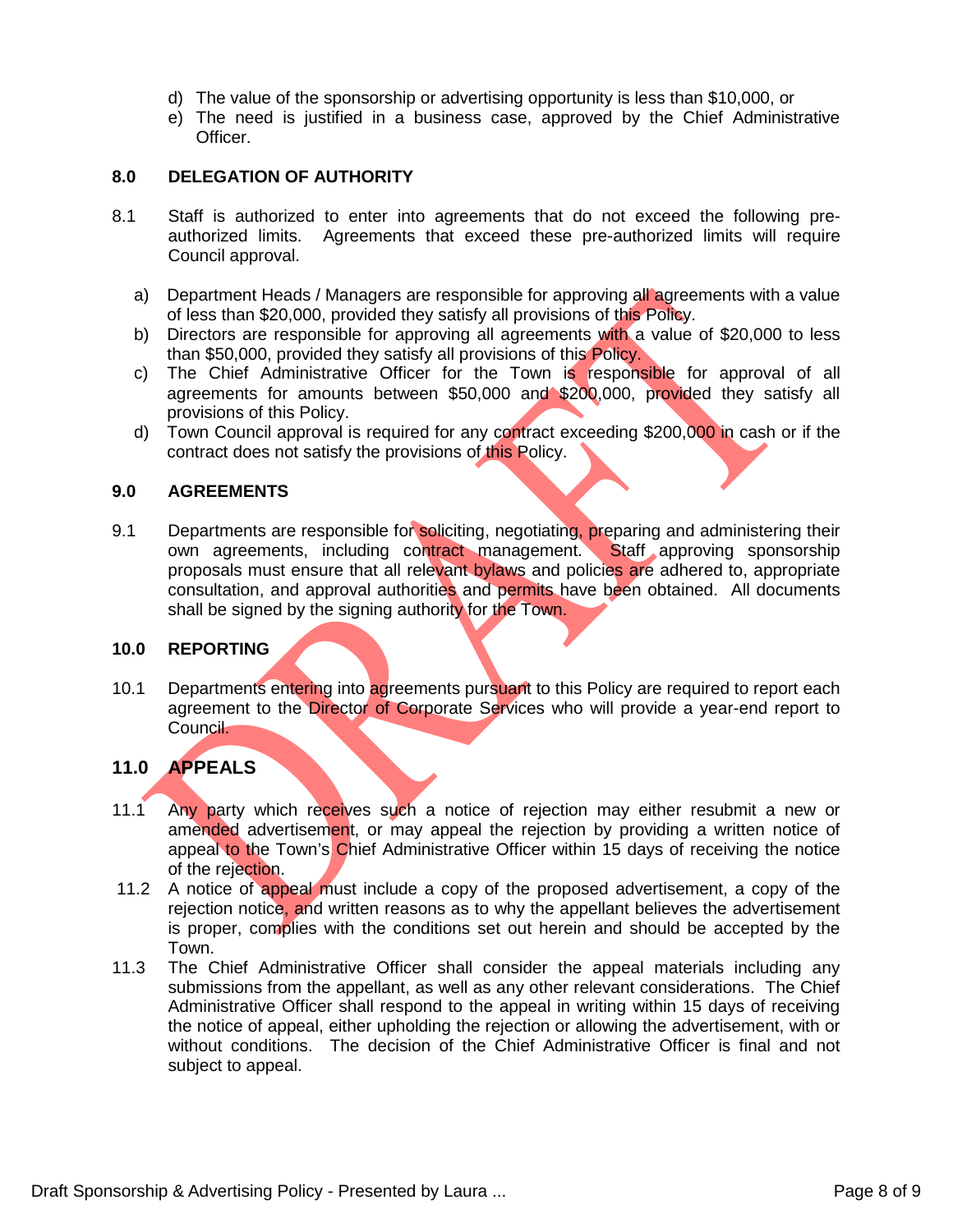d) The value of the sponsorship or advertising opportunity is less than $10,000, or
e) The need is justified in a business case, approved by the Chief Administrative Officer.

## 8.0 DELEGATION OF AUTHORITY

8.1 Staff is authorized to enter into agreements that do not exceed the following pre-authorized limits. Agreements that exceed these pre-authorized limits will require Council approval.

a) Department Heads / Managers are responsible for approving all agreements with a value of less than $20,000, provided they satisfy all provisions of this Policy.
b) Directors are responsible for approving all agreements with a value of $20,000 to less than $50,000, provided they satisfy all provisions of this Policy.
c) The Chief Administrative Officer for the Town is responsible for approval of all agreements for amounts between $50,000 and $200,000, provided they satisfy all provisions of this Policy.
d) Town Council approval is required for any contract exceeding $200,000 in cash or if the contract does not satisfy the provisions of this Policy.

## 9.0 AGREEMENTS

9.1 Departments are responsible for soliciting, negotiating, preparing and administering their own agreements, including contract management. Staff approving sponsorship proposals must ensure that all relevant bylaws and policies are adhered to, appropriate consultation, and approval authorities and permits have been obtained. All documents shall be signed by the signing authority for the Town.

## 10.0 REPORTING

10.1 Departments entering into agreements pursuant to this Policy are required to report each agreement to the Director of Corporate Services who will provide a year-end report to Council.

## 11.0 APPEALS

11.1 Any party which receives such a notice of rejection may either resubmit a new or amended advertisement, or may appeal the rejection by providing a written notice of appeal to the Town's Chief Administrative Officer within 15 days of receiving the notice of the rejection.

11.2 A notice of appeal must include a copy of the proposed advertisement, a copy of the rejection notice, and written reasons as to why the appellant believes the advertisement is proper, complies with the conditions set out herein and should be accepted by the Town.

11.3 The Chief Administrative Officer shall consider the appeal materials including any submissions from the appellant, as well as any other relevant considerations. The Chief Administrative Officer shall respond to the appeal in writing within 15 days of receiving the notice of appeal, either upholding the rejection or allowing the advertisement, with or without conditions. The decision of the Chief Administrative Officer is final and not subject to appeal.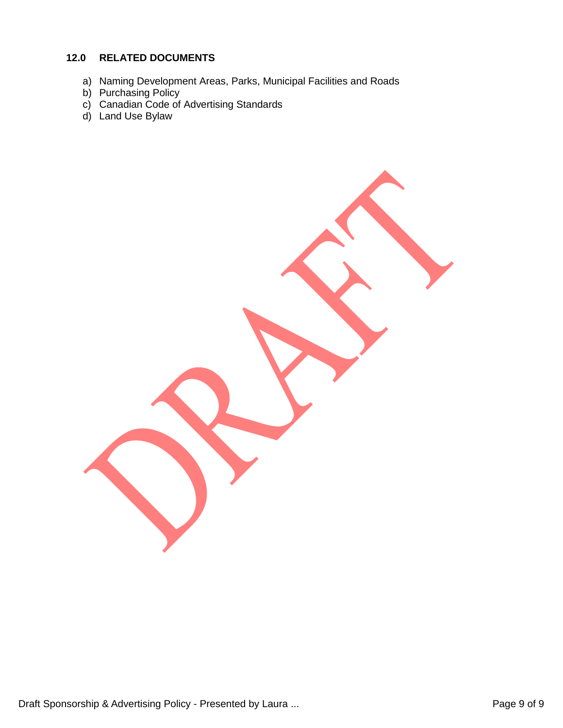### 12.0 RELATED DOCUMENTS

a) Naming Development Areas, Parks, Municipal Facilities and Roads
b) Purchasing Policy
c) Canadian Code of Advertising Standards
d) Land Use Bylaw